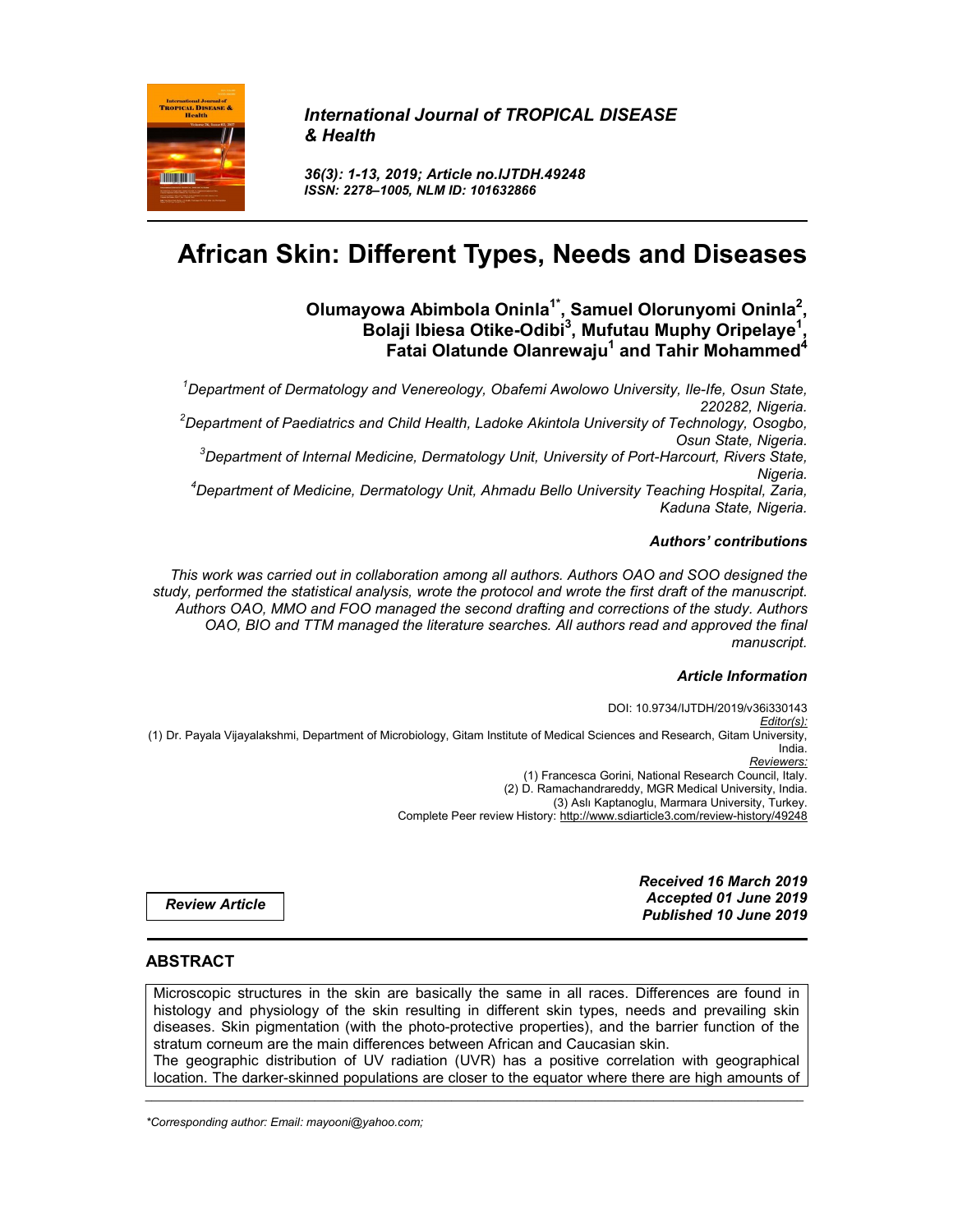*International Journal of TROPICAL DISEASE & Health*

*36(3): 1-13, 2019; Article no.IJTDH.49248*
*ISSN: 2278–1005, NLM ID: 101632866*

# African Skin: Different Types, Needs and Diseases

**Olumayowa Abimbola Oninla[1*], Samuel Olorunyomi Oninla[2], Bolaji Ibiesa Otike-Odibi[3], Mufutau Muphy Oripelaye[1], Fatai Olatunde Olanrewaju[1] and Tahir Mohammed[4]**

*[1]Department of Dermatology and Venereology, Obafemi Awolowo University, Ile-Ife, Osun State, 220282, Nigeria.*
*[2]Department of Paediatrics and Child Health, Ladoke Akintola University of Technology, Osogbo, Osun State, Nigeria.*
*[3]Department of Internal Medicine, Dermatology Unit, University of Port-Harcourt, Rivers State, Nigeria.*
*[4]Department of Medicine, Dermatology Unit, Ahmadu Bello University Teaching Hospital, Zaria, Kaduna State, Nigeria.*

### *Authors' contributions*

*This work was carried out in collaboration among all authors. Authors OAO and SOO designed the study, performed the statistical analysis, wrote the protocol and wrote the first draft of the manuscript. Authors OAO, MMO and FOO managed the second drafting and corrections of the study. Authors OAO, BIO and TTM managed the literature searches. All authors read and approved the final manuscript.*

### *Article Information*

DOI: 10.9734/IJTDH/2019/v36i330143
*Editor(s):*
(1) Dr. Payala Vijayalakshmi, Department of Microbiology, Gitam Institute of Medical Sciences and Research, Gitam University, India.
*Reviewers:*
(1) Francesca Gorini, National Research Council, Italy.
(2) D. Ramachandrareddy, MGR Medical University, India.
(3) Aslı Kaptanoglu, Marmara University, Turkey.
Complete Peer review History: http://www.sdiarticle3.com/review-history/49248

***Review Article***

***Received 16 March 2019***
***Accepted 01 June 2019***
***Published 10 June 2019***

## ABSTRACT

Microscopic structures in the skin are basically the same in all races. Differences are found in histology and physiology of the skin resulting in different skin types, needs and prevailing skin diseases. Skin pigmentation (with the photo-protective properties), and the barrier function of the stratum corneum are the main differences between African and Caucasian skin.

The geographic distribution of UV radiation (UVR) has a positive correlation with geographical location. The darker-skinned populations are closer to the equator where there are high amounts of

---

*\*Corresponding author: Email: mayooni@yahoo.com;*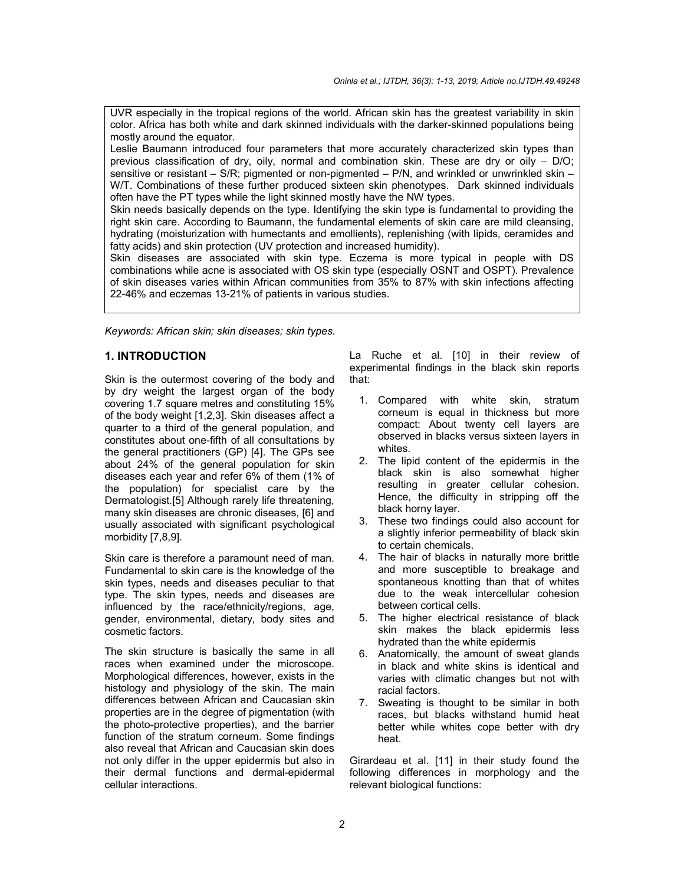UVR especially in the tropical regions of the world. African skin has the greatest variability in skin color. Africa has both white and dark skinned individuals with the darker-skinned populations being mostly around the equator.

Leslie Baumann introduced four parameters that more accurately characterized skin types than previous classification of dry, oily, normal and combination skin. These are dry or oily – D/O; sensitive or resistant – S/R; pigmented or non-pigmented – P/N, and wrinkled or unwrinkled skin – W/T. Combinations of these further produced sixteen skin phenotypes. Dark skinned individuals often have the PT types while the light skinned mostly have the NW types.

Skin needs basically depends on the type. Identifying the skin type is fundamental to providing the right skin care. According to Baumann, the fundamental elements of skin care are mild cleansing, hydrating (moisturization with humectants and emollients), replenishing (with lipids, ceramides and fatty acids) and skin protection (UV protection and increased humidity).

Skin diseases are associated with skin type. Eczema is more typical in people with DS combinations while acne is associated with OS skin type (especially OSNT and OSPT). Prevalence of skin diseases varies within African communities from 35% to 87% with skin infections affecting 22-46% and eczemas 13-21% of patients in various studies.

*Keywords: African skin; skin diseases; skin types.*

## 1. INTRODUCTION

Skin is the outermost covering of the body and by dry weight the largest organ of the body covering 1.7 square metres and constituting 15% of the body weight [1,2,3]. Skin diseases affect a quarter to a third of the general population, and constitutes about one-fifth of all consultations by the general practitioners (GP) [4]. The GPs see about 24% of the general population for skin diseases each year and refer 6% of them (1% of the population) for specialist care by the Dermatologist.[5] Although rarely life threatening, many skin diseases are chronic diseases, [6] and usually associated with significant psychological morbidity [7,8,9].

Skin care is therefore a paramount need of man. Fundamental to skin care is the knowledge of the skin types, needs and diseases peculiar to that type. The skin types, needs and diseases are influenced by the race/ethnicity/regions, age, gender, environmental, dietary, body sites and cosmetic factors.

The skin structure is basically the same in all races when examined under the microscope. Morphological differences, however, exists in the histology and physiology of the skin. The main differences between African and Caucasian skin properties are in the degree of pigmentation (with the photo-protective properties), and the barrier function of the stratum corneum. Some findings also reveal that African and Caucasian skin does not only differ in the upper epidermis but also in their dermal functions and dermal-epidermal cellular interactions.

La Ruche et al. [10] in their review of experimental findings in the black skin reports that:

1. Compared with white skin, stratum corneum is equal in thickness but more compact: About twenty cell layers are observed in blacks versus sixteen layers in whites.
2. The lipid content of the epidermis in the black skin is also somewhat higher resulting in greater cellular cohesion. Hence, the difficulty in stripping off the black horny layer.
3. These two findings could also account for a slightly inferior permeability of black skin to certain chemicals.
4. The hair of blacks in naturally more brittle and more susceptible to breakage and spontaneous knotting than that of whites due to the weak intercellular cohesion between cortical cells.
5. The higher electrical resistance of black skin makes the black epidermis less hydrated than the white epidermis
6. Anatomically, the amount of sweat glands in black and white skins is identical and varies with climatic changes but not with racial factors.
7. Sweating is thought to be similar in both races, but blacks withstand humid heat better while whites cope better with dry heat.

Girardeau et al. [11] in their study found the following differences in morphology and the relevant biological functions: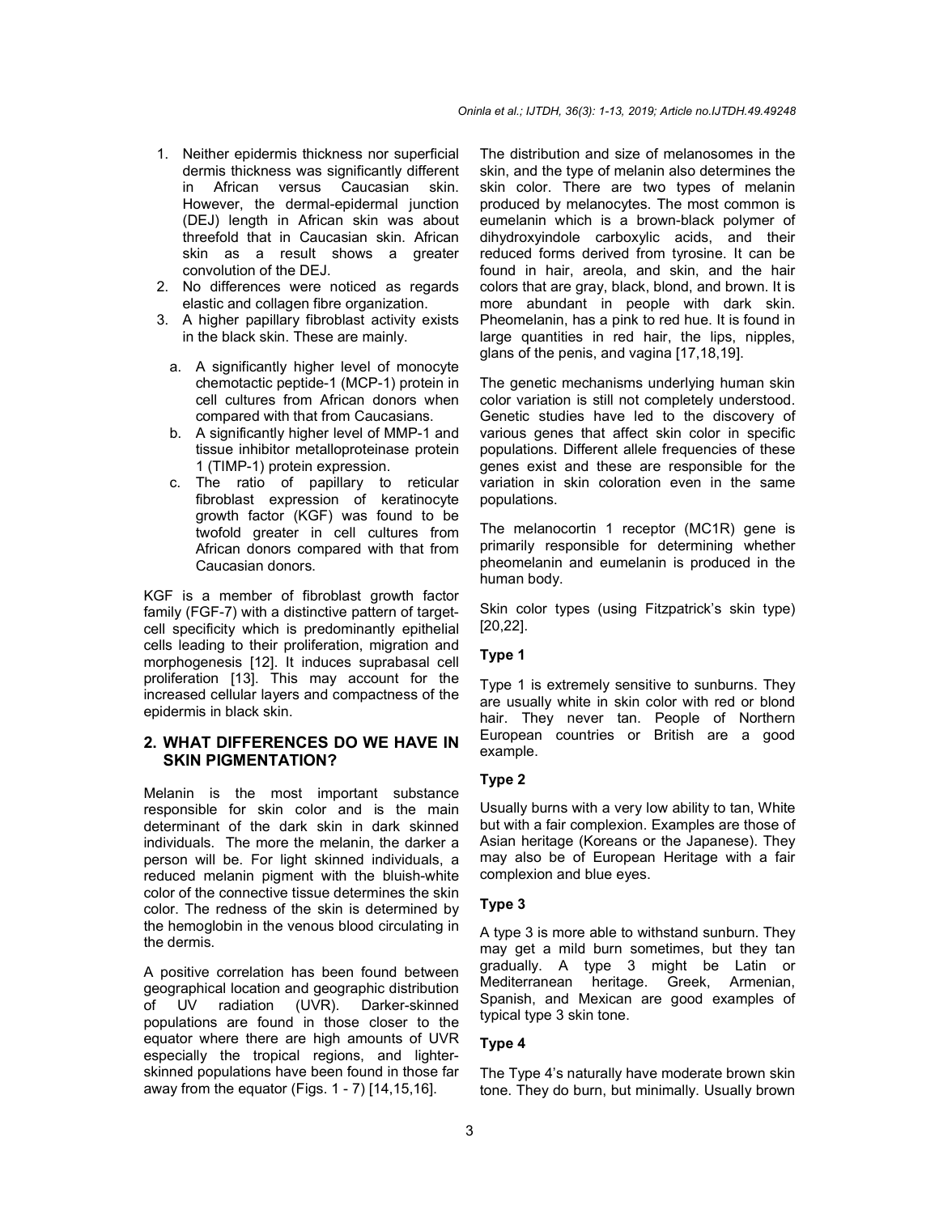1. Neither epidermis thickness nor superficial dermis thickness was significantly different in African versus Caucasian skin. However, the dermal-epidermal junction (DEJ) length in African skin was about threefold that in Caucasian skin. African skin as a result shows a greater convolution of the DEJ.
2. No differences were noticed as regards elastic and collagen fibre organization.
3. A higher papillary fibroblast activity exists in the black skin. These are mainly.
   a. A significantly higher level of monocyte chemotactic peptide-1 (MCP-1) protein in cell cultures from African donors when compared with that from Caucasians.
   b. A significantly higher level of MMP-1 and tissue inhibitor metalloproteinase protein 1 (TIMP-1) protein expression.
   c. The ratio of papillary to reticular fibroblast expression of keratinocyte growth factor (KGF) was found to be twofold greater in cell cultures from African donors compared with that from Caucasian donors.

KGF is a member of fibroblast growth factor family (FGF-7) with a distinctive pattern of target-cell specificity which is predominantly epithelial cells leading to their proliferation, migration and morphogenesis [12]. It induces suprabasal cell proliferation [13]. This may account for the increased cellular layers and compactness of the epidermis in black skin.

## 2. WHAT DIFFERENCES DO WE HAVE IN SKIN PIGMENTATION?

Melanin is the most important substance responsible for skin color and is the main determinant of the dark skin in dark skinned individuals. The more the melanin, the darker a person will be. For light skinned individuals, a reduced melanin pigment with the bluish-white color of the connective tissue determines the skin color. The redness of the skin is determined by the hemoglobin in the venous blood circulating in the dermis.

A positive correlation has been found between geographical location and geographic distribution of UV radiation (UVR). Darker-skinned populations are found in those closer to the equator where there are high amounts of UVR especially the tropical regions, and lighter-skinned populations have been found in those far away from the equator (Figs. 1 - 7) [14,15,16].

The distribution and size of melanosomes in the skin, and the type of melanin also determines the skin color. There are two types of melanin produced by melanocytes. The most common is eumelanin which is a brown-black polymer of dihydroxyindole carboxylic acids, and their reduced forms derived from tyrosine. It can be found in hair, areola, and skin, and the hair colors that are gray, black, blond, and brown. It is more abundant in people with dark skin. Pheomelanin, has a pink to red hue. It is found in large quantities in red hair, the lips, nipples, glans of the penis, and vagina [17,18,19].

The genetic mechanisms underlying human skin color variation is still not completely understood. Genetic studies have led to the discovery of various genes that affect skin color in specific populations. Different allele frequencies of these genes exist and these are responsible for the variation in skin coloration even in the same populations.

The melanocortin 1 receptor (MC1R) gene is primarily responsible for determining whether pheomelanin and eumelanin is produced in the human body.

Skin color types (using Fitzpatrick's skin type) [20,22].

### Type 1

Type 1 is extremely sensitive to sunburns. They are usually white in skin color with red or blond hair. They never tan. People of Northern European countries or British are a good example.

### Type 2

Usually burns with a very low ability to tan, White but with a fair complexion. Examples are those of Asian heritage (Koreans or the Japanese). They may also be of European Heritage with a fair complexion and blue eyes.

### Type 3

A type 3 is more able to withstand sunburn. They may get a mild burn sometimes, but they tan gradually. A type 3 might be Latin or Mediterranean heritage. Greek, Armenian, Spanish, and Mexican are good examples of typical type 3 skin tone.

### Type 4

The Type 4's naturally have moderate brown skin tone. They do burn, but minimally. Usually brown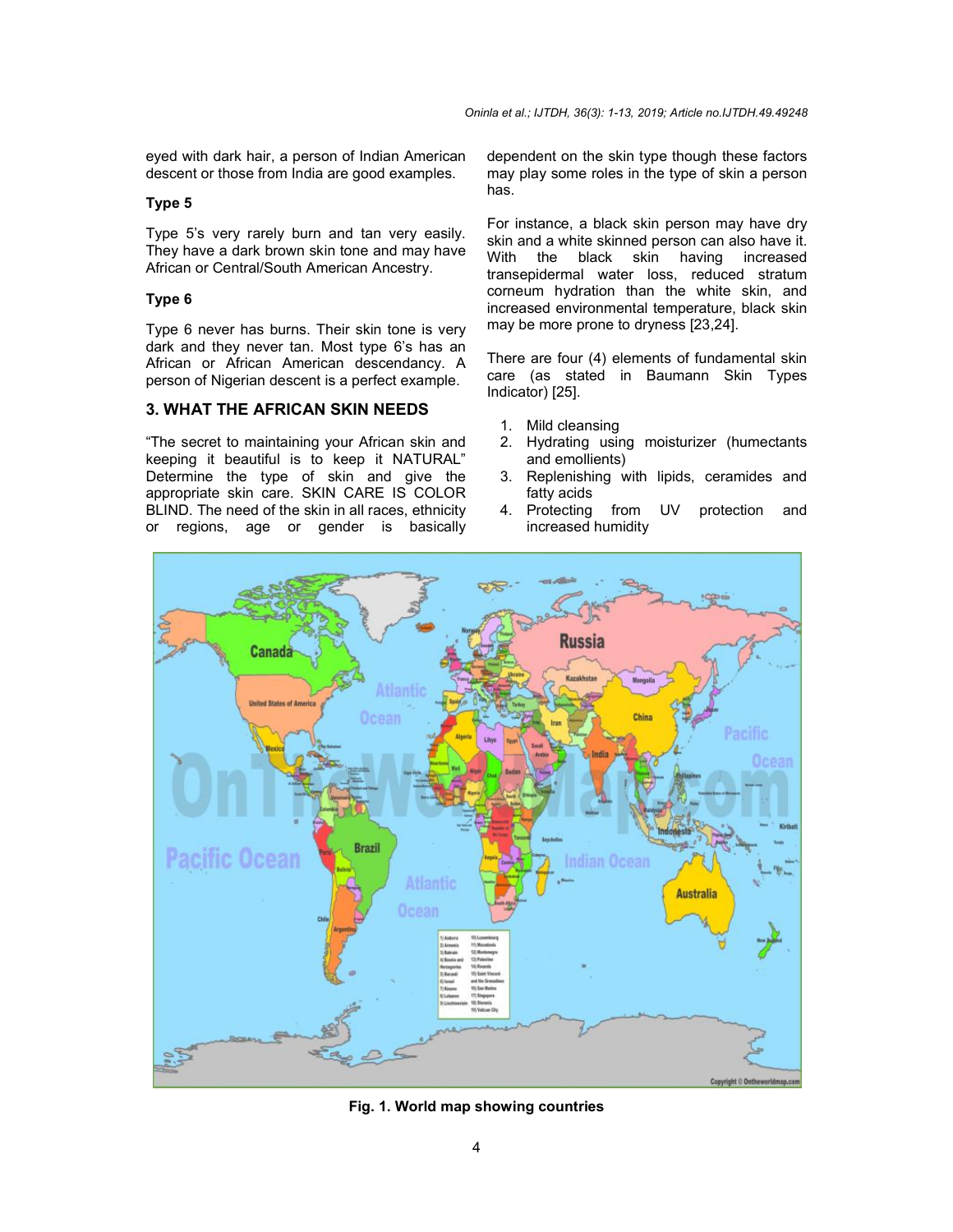eyed with dark hair, a person of Indian American descent or those from India are good examples.

### Type 5

Type 5's very rarely burn and tan very easily. They have a dark brown skin tone and may have African or Central/South American Ancestry.

### Type 6

Type 6 never has burns. Their skin tone is very dark and they never tan. Most type 6's has an African or African American descendancy. A person of Nigerian descent is a perfect example.

## 3. WHAT THE AFRICAN SKIN NEEDS

"The secret to maintaining your African skin and keeping it beautiful is to keep it NATURAL" Determine the type of skin and give the appropriate skin care. SKIN CARE IS COLOR BLIND. The need of the skin in all races, ethnicity or regions, age or gender is basically dependent on the skin type though these factors may play some roles in the type of skin a person has.

For instance, a black skin person may have dry skin and a white skinned person can also have it. With the black skin having increased transepidermal water loss, reduced stratum corneum hydration than the white skin, and increased environmental temperature, black skin may be more prone to dryness [23,24].

There are four (4) elements of fundamental skin care (as stated in Baumann Skin Types Indicator) [25].

1. Mild cleansing
2. Hydrating using moisturizer (humectants and emollients)
3. Replenishing with lipids, ceramides and fatty acids
4. Protecting from UV protection and increased humidity

**Fig. 1. World map showing countries**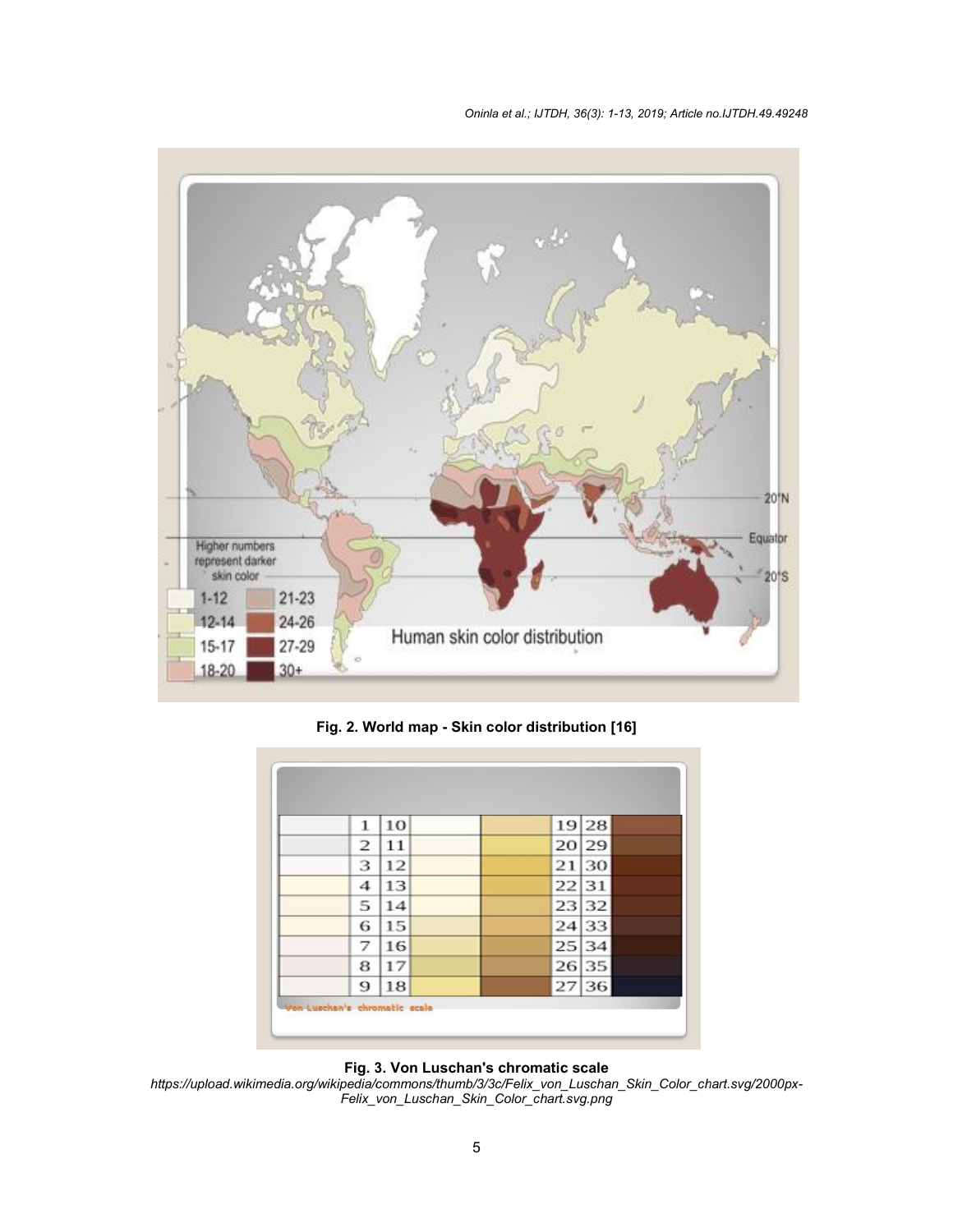Fig. 2. World map - Skin color distribution [16]

Fig. 3. Von Luschan's chromatic scale
*https://upload.wikimedia.org/wikipedia/commons/thumb/3/3c/Felix_von_Luschan_Skin_Color_chart.svg/2000px-Felix_von_Luschan_Skin_Color_chart.svg.png*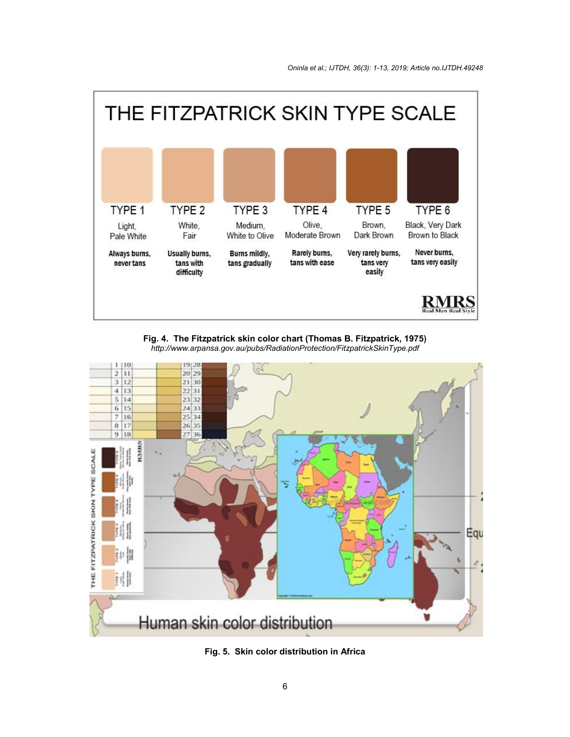Fig. 4. The Fitzpatrick skin color chart (Thomas B. Fitzpatrick, 1975)
*http://www.arpansa.gov.au/pubs/RadiationProtection/FitzpatrickSkinType.pdf*

Fig. 5. Skin color distribution in Africa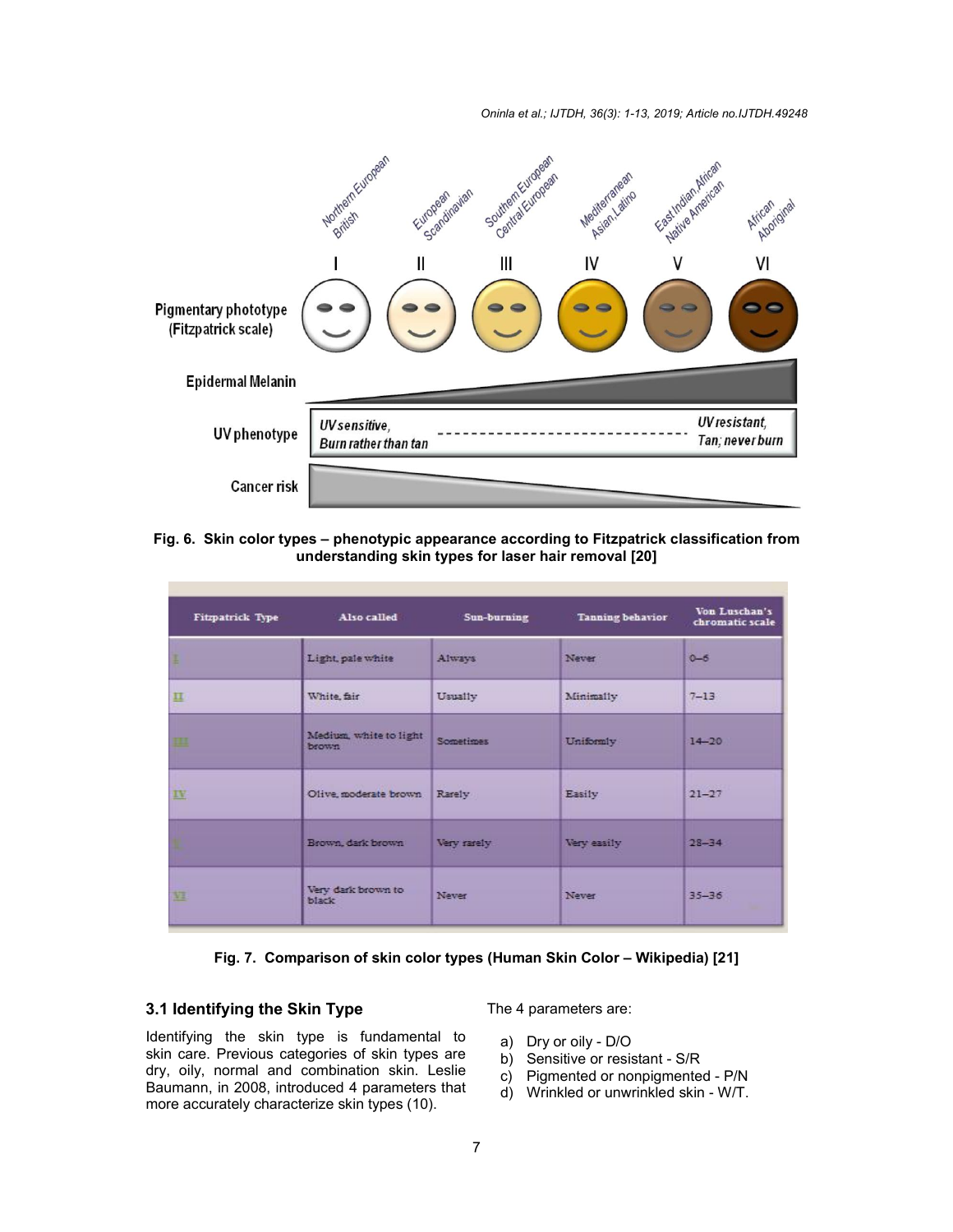Fig. 6. Skin color types – phenotypic appearance according to Fitzpatrick classification from understanding skin types for laser hair removal [20]

| Fitzpatrick Type | Also called | Sun-burning | Tanning behavior | Von Luschan's chromatic scale |
|---|---|---|---|---|
| I | Light, pale white | Always | Never | 0–6 |
| II | White, fair | Usually | Minimally | 7–13 |
| III | Medium, white to light brown | Sometimes | Uniformly | 14–20 |
| IV | Olive, moderate brown | Rarely | Easily | 21–27 |
| V | Brown, dark brown | Very rarely | Very easily | 28–34 |
| VI | Very dark brown to black | Never | Never | 35–36 |

Fig. 7. Comparison of skin color types (Human Skin Color – Wikipedia) [21]

### 3.1 Identifying the Skin Type

Identifying the skin type is fundamental to skin care. Previous categories of skin types are dry, oily, normal and combination skin. Leslie Baumann, in 2008, introduced 4 parameters that more accurately characterize skin types (10).

The 4 parameters are:

a) Dry or oily - D/O
b) Sensitive or resistant - S/R
c) Pigmented or nonpigmented - P/N
d) Wrinkled or unwrinkled skin - W/T.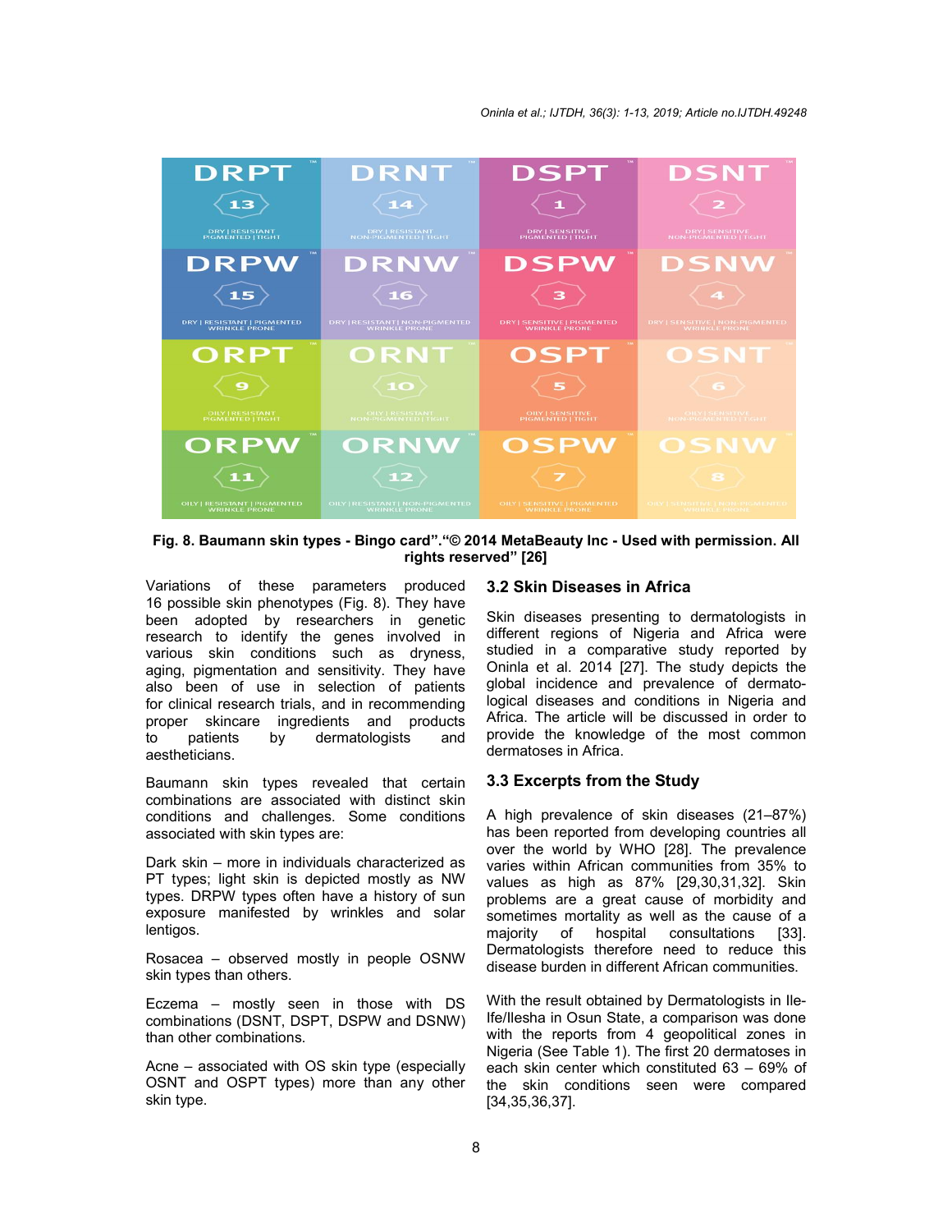Fig. 8. Baumann skin types - Bingo card".“© 2014 MetaBeauty Inc - Used with permission. All rights reserved” [26]

Variations of these parameters produced 16 possible skin phenotypes (Fig. 8). They have been adopted by researchers in genetic research to identify the genes involved in various skin conditions such as dryness, aging, pigmentation and sensitivity. They have also been of use in selection of patients for clinical research trials, and in recommending proper skincare ingredients and products to patients by dermatologists and aestheticians.

Baumann skin types revealed that certain combinations are associated with distinct skin conditions and challenges. Some conditions associated with skin types are:

Dark skin – more in individuals characterized as PT types; light skin is depicted mostly as NW types. DRPW types often have a history of sun exposure manifested by wrinkles and solar lentigos.

Rosacea – observed mostly in people OSNW skin types than others.

Eczema – mostly seen in those with DS combinations (DSNT, DSPT, DSPW and DSNW) than other combinations.

Acne – associated with OS skin type (especially OSNT and OSPT types) more than any other skin type.

### 3.2 Skin Diseases in Africa

Skin diseases presenting to dermatologists in different regions of Nigeria and Africa were studied in a comparative study reported by Oninla et al. 2014 [27]. The study depicts the global incidence and prevalence of dermatological diseases and conditions in Nigeria and Africa. The article will be discussed in order to provide the knowledge of the most common dermatoses in Africa.

### 3.3 Excerpts from the Study

A high prevalence of skin diseases (21–87%) has been reported from developing countries all over the world by WHO [28]. The prevalence varies within African communities from 35% to values as high as 87% [29,30,31,32]. Skin problems are a great cause of morbidity and sometimes mortality as well as the cause of a majority of hospital consultations [33]. Dermatologists therefore need to reduce this disease burden in different African communities.

With the result obtained by Dermatologists in Ile-Ife/Ilesha in Osun State, a comparison was done with the reports from 4 geopolitical zones in Nigeria (See Table 1). The first 20 dermatoses in each skin center which constituted 63 – 69% of the skin conditions seen were compared [34,35,36,37].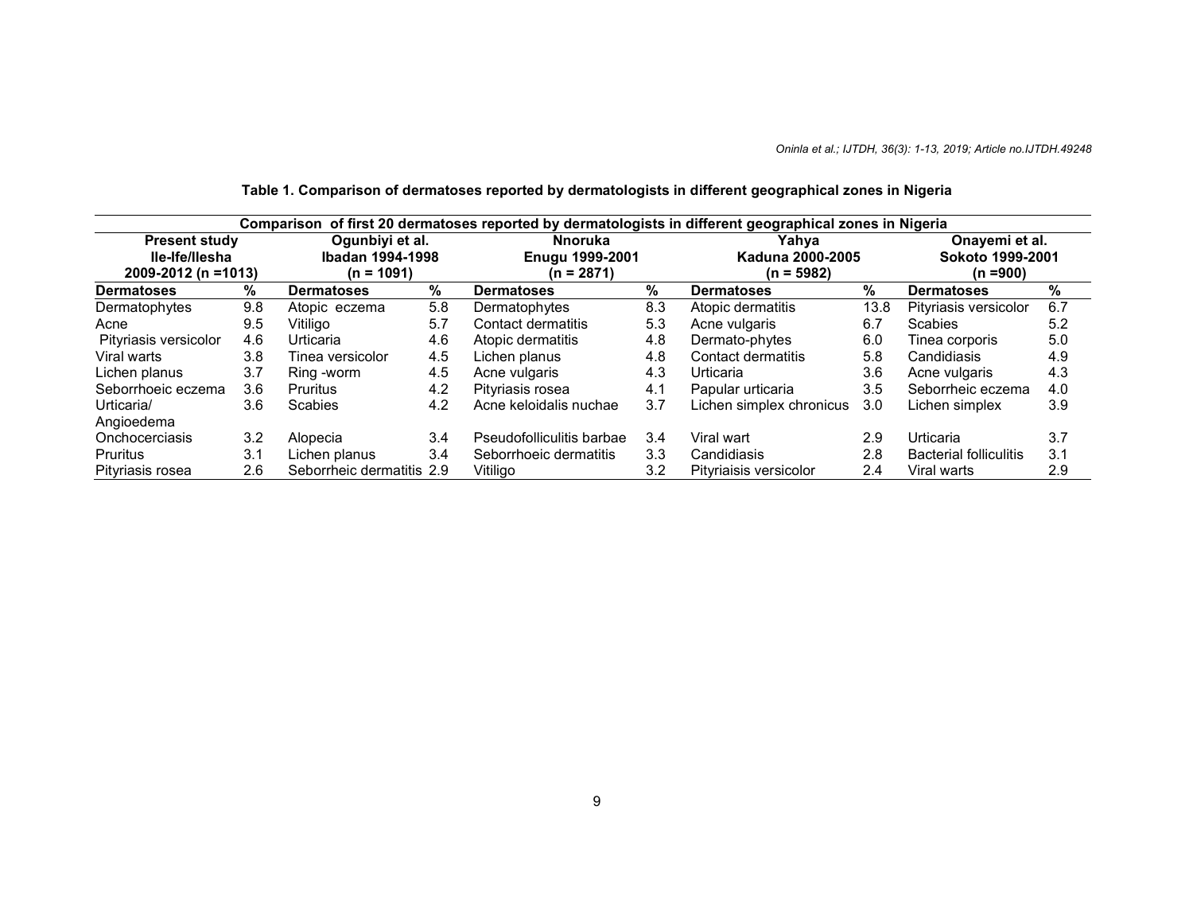**Table 1. Comparison of dermatoses reported by dermatologists in different geographical zones in Nigeria**

| Comparison of first 20 dermatoses reported by dermatologists in different geographical zones in Nigeria | | | | | | | | | |
|---|---|---|---|---|---|---|---|---|---|
| **Present study Ile-Ife/Ilesha 2009-2012 (n =1013)** | | **Ogunbiyi et al. Ibadan 1994-1998 (n = 1091)** | | **Nnoruka Enugu 1999-2001 (n = 2871)** | | **Yahya Kaduna 2000-2005 (n = 5982)** | | **Onayemi et al. Sokoto 1999-2001 (n =900)** | |
| **Dermatoses** | **%** | **Dermatoses** | **%** | **Dermatoses** | **%** | **Dermatoses** | **%** | **Dermatoses** | **%** |
| Dermatophytes | 9.8 | Atopic eczema | 5.8 | Dermatophytes | 8.3 | Atopic dermatitis | 13.8 | Pityriasis versicolor | 6.7 |
| Acne | 9.5 | Vitiligo | 5.7 | Contact dermatitis | 5.3 | Acne vulgaris | 6.7 | Scabies | 5.2 |
| Pityriasis versicolor | 4.6 | Urticaria | 4.6 | Atopic dermatitis | 4.8 | Dermato-phytes | 6.0 | Tinea corporis | 5.0 |
| Viral warts | 3.8 | Tinea versicolor | 4.5 | Lichen planus | 4.8 | Contact dermatitis | 5.8 | Candidiasis | 4.9 |
| Lichen planus | 3.7 | Ring -worm | 4.5 | Acne vulgaris | 4.3 | Urticaria | 3.6 | Acne vulgaris | 4.3 |
| Seborrhoeic eczema | 3.6 | Pruritus | 4.2 | Pityriasis rosea | 4.1 | Papular urticaria | 3.5 | Seborrheic eczema | 4.0 |
| Urticaria/ Angioedema | 3.6 | Scabies | 4.2 | Acne keloidalis nuchae | 3.7 | Lichen simplex chronicus | 3.0 | Lichen simplex | 3.9 |
| Onchocerciasis | 3.2 | Alopecia | 3.4 | Pseudofolliculitis barbae | 3.4 | Viral wart | 2.9 | Urticaria | 3.7 |
| Pruritus | 3.1 | Lichen planus | 3.4 | Seborrhoeic dermatitis | 3.3 | Candidiasis | 2.8 | Bacterial folliculitis | 3.1 |
| Pityriasis rosea | 2.6 | Seborrheic dermatitis | 2.9 | Vitiligo | 3.2 | Pityriaisis versicolor | 2.4 | Viral warts | 2.9 |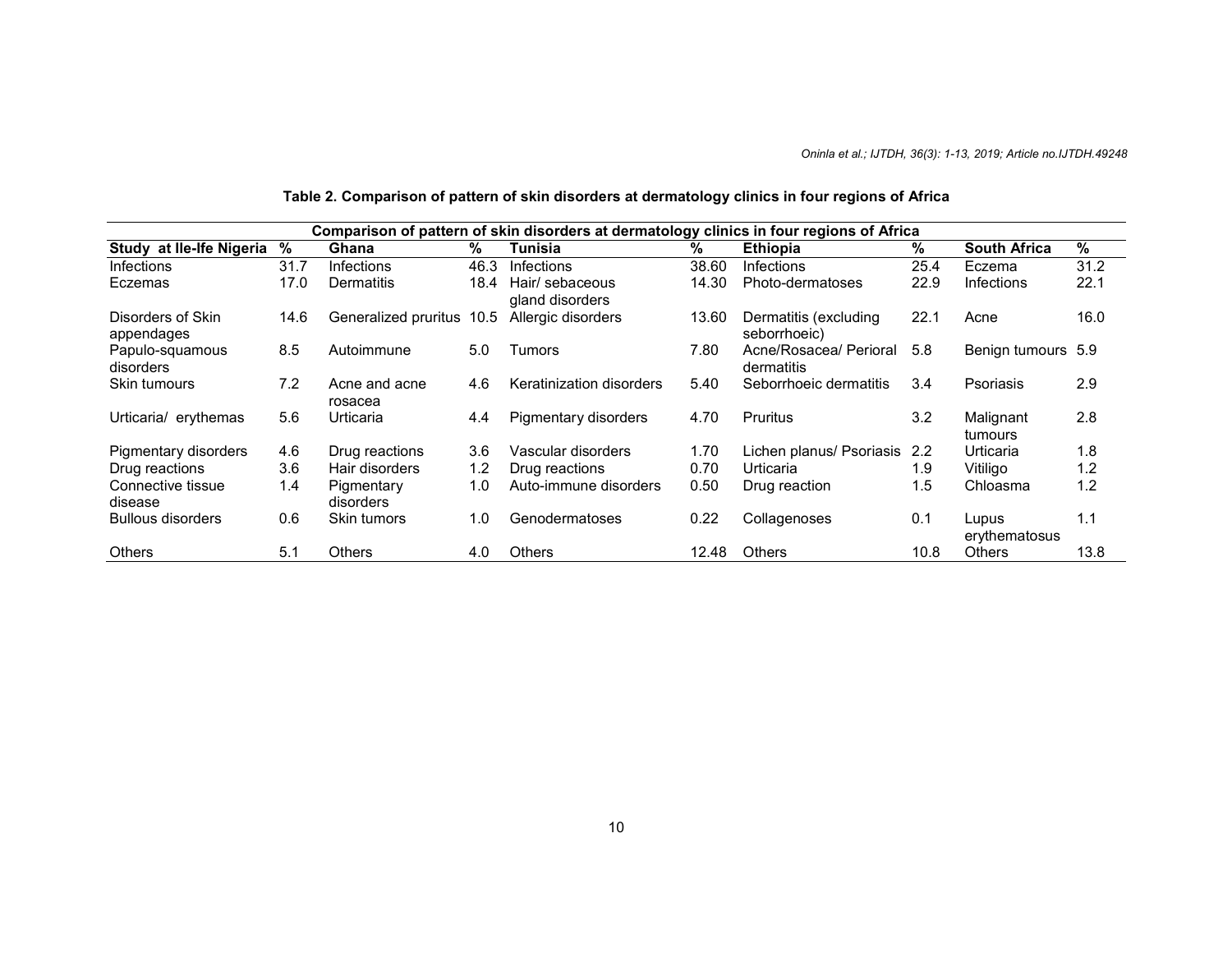**Table 2. Comparison of pattern of skin disorders at dermatology clinics in four regions of Africa**

| Comparison of pattern of skin disorders at dermatology clinics in four regions of Africa | | | | | | | | | |
|---|---|---|---|---|---|---|---|---|---|
| **Study at Ile-Ife Nigeria** | **%** | **Ghana** | **%** | **Tunisia** | **%** | **Ethiopia** | **%** | **South Africa** | **%** |
| Infections | 31.7 | Infections | 46.3 | Infections | 38.60 | Infections | 25.4 | Eczema | 31.2 |
| Eczemas | 17.0 | Dermatitis | 18.4 | Hair/ sebaceous gland disorders | 14.30 | Photo-dermatoses | 22.9 | Infections | 22.1 |
| Disorders of Skin appendages | 14.6 | Generalized pruritus | 10.5 | Allergic disorders | 13.60 | Dermatitis (excluding seborrhoeic) | 22.1 | Acne | 16.0 |
| Papulo-squamous disorders | 8.5 | Autoimmune | 5.0 | Tumors | 7.80 | Acne/Rosacea/ Perioral dermatitis | 5.8 | Benign tumours | 5.9 |
| Skin tumours | 7.2 | Acne and acne rosacea | 4.6 | Keratinization disorders | 5.40 | Seborrhoeic dermatitis | 3.4 | Psoriasis | 2.9 |
| Urticaria/ erythemas | 5.6 | Urticaria | 4.4 | Pigmentary disorders | 4.70 | Pruritus | 3.2 | Malignant tumours | 2.8 |
| Pigmentary disorders | 4.6 | Drug reactions | 3.6 | Vascular disorders | 1.70 | Lichen planus/ Psoriasis | 2.2 | Urticaria | 1.8 |
| Drug reactions | 3.6 | Hair disorders | 1.2 | Drug reactions | 0.70 | Urticaria | 1.9 | Vitiligo | 1.2 |
| Connective tissue disease | 1.4 | Pigmentary disorders | 1.0 | Auto-immune disorders | 0.50 | Drug reaction | 1.5 | Chloasma | 1.2 |
| Bullous disorders | 0.6 | Skin tumors | 1.0 | Genodermatoses | 0.22 | Collagenoses | 0.1 | Lupus erythematosus | 1.1 |
| Others | 5.1 | Others | 4.0 | Others | 12.48 | Others | 10.8 | Others | 13.8 |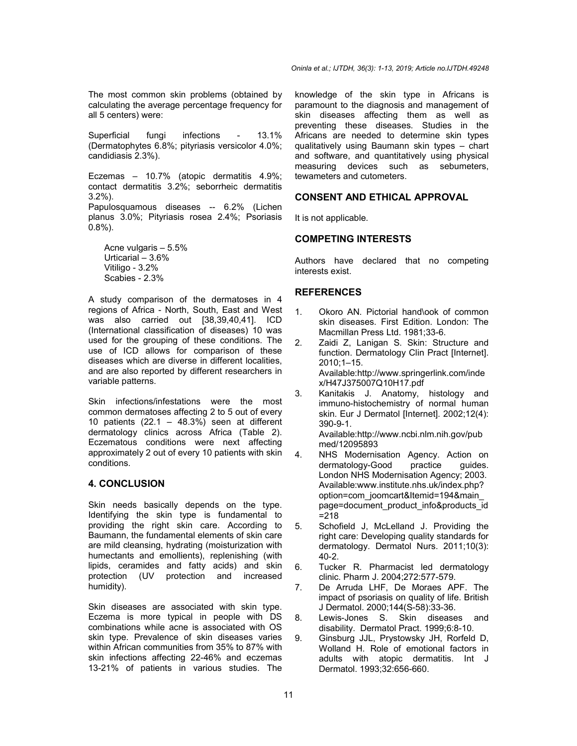The most common skin problems (obtained by calculating the average percentage frequency for all 5 centers) were:

Superficial fungi infections - 13.1% (Dermatophytes 6.8%; pityriasis versicolor 4.0%; candidiasis 2.3%).

Eczemas – 10.7% (atopic dermatitis 4.9%; contact dermatitis 3.2%; seborrheic dermatitis 3.2%).

Papulosquamous diseases -- 6.2% (Lichen planus 3.0%; Pityriasis rosea 2.4%; Psoriasis 0.8%).

Acne vulgaris – 5.5%
Urticarial – 3.6%
Vitiligo - 3.2%
Scabies - 2.3%

A study comparison of the dermatoses in 4 regions of Africa - North, South, East and West was also carried out [38,39,40,41]. ICD (International classification of diseases) 10 was used for the grouping of these conditions. The use of ICD allows for comparison of these diseases which are diverse in different localities, and are also reported by different researchers in variable patterns.

Skin infections/infestations were the most common dermatoses affecting 2 to 5 out of every 10 patients (22.1 – 48.3%) seen at different dermatology clinics across Africa (Table 2). Eczematous conditions were next affecting approximately 2 out of every 10 patients with skin conditions.

## 4. CONCLUSION

Skin needs basically depends on the type. Identifying the skin type is fundamental to providing the right skin care. According to Baumann, the fundamental elements of skin care are mild cleansing, hydrating (moisturization with humectants and emollients), replenishing (with lipids, ceramides and fatty acids) and skin protection (UV protection and increased humidity).

Skin diseases are associated with skin type. Eczema is more typical in people with DS combinations while acne is associated with OS skin type. Prevalence of skin diseases varies within African communities from 35% to 87% with skin infections affecting 22-46% and eczemas 13-21% of patients in various studies. The knowledge of the skin type in Africans is paramount to the diagnosis and management of skin diseases affecting them as well as preventing these diseases. Studies in the Africans are needed to determine skin types qualitatively using Baumann skin types – chart and software, and quantitatively using physical measuring devices such as sebumeters, tewameters and cutometers.

## CONSENT AND ETHICAL APPROVAL

It is not applicable.

## COMPETING INTERESTS

Authors have declared that no competing interests exist.

## REFERENCES

1. Okoro AN. Pictorial hand\ook of common skin diseases. First Edition. London: The Macmillan Press Ltd. 1981;33-6.
2. Zaidi Z, Lanigan S. Skin: Structure and function. Dermatology Clin Pract [Internet]. 2010;1–15.
   Available:http://www.springerlink.com/index/H47J375007Q10H17.pdf
3. Kanitakis J. Anatomy, histology and immuno-histochemistry of normal human skin. Eur J Dermatol [Internet]. 2002;12(4): 390-9-1.
   Available:http://www.ncbi.nlm.nih.gov/pubmed/12095893
4. NHS Modernisation Agency. Action on dermatology-Good practice guides. London NHS Modernisation Agency; 2003. Available:www.institute.nhs.uk/index.php?option=com_joomcart&Itemid=194&main_page=document_product_info&products_id=218
5. Schofield J, McLelland J. Providing the right care: Developing quality standards for dermatology. Dermatol Nurs. 2011;10(3): 40-2.
6. Tucker R. Pharmacist led dermatology clinic. Pharm J. 2004;272:577-579.
7. De Arruda LHF, De Moraes APF. The impact of psoriasis on quality of life. British J Dermatol. 2000;144(S-58):33-36.
8. Lewis-Jones S. Skin diseases and disability. Dermatol Pract. 1999;6:8-10.
9. Ginsburg JJL, Prystowsky JH, Rorfeld D, Wolland H. Role of emotional factors in adults with atopic dermatitis. Int J Dermatol. 1993;32:656-660.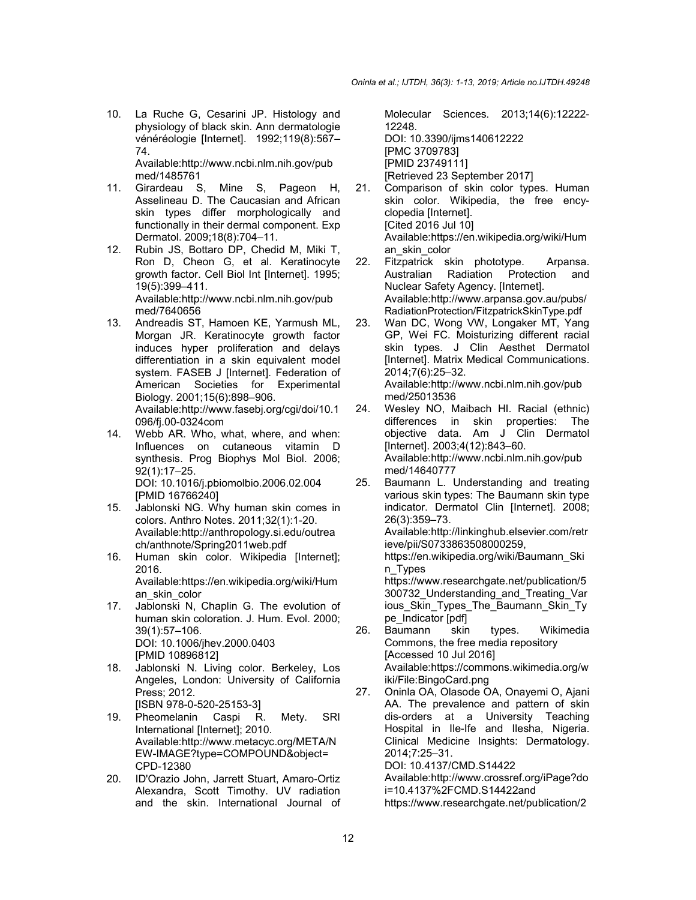10. La Ruche G, Cesarini JP. Histology and physiology of black skin. Ann dermatologie vénéréologie [Internet]. 1992;119(8):567–74.
    Available:http://www.ncbi.nlm.nih.gov/pubmed/1485761
11. Girardeau S, Mine S, Pageon H, Asselineau D. The Caucasian and African skin types differ morphologically and functionally in their dermal component. Exp Dermatol. 2009;18(8):704–11.
12. Rubin JS, Bottaro DP, Chedid M, Miki T, Ron D, Cheon G, et al. Keratinocyte growth factor. Cell Biol Int [Internet]. 1995; 19(5):399–411.
    Available:http://www.ncbi.nlm.nih.gov/pubmed/7640656
13. Andreadis ST, Hamoen KE, Yarmush ML, Morgan JR. Keratinocyte growth factor induces hyper proliferation and delays differentiation in a skin equivalent model system. FASEB J [Internet]. Federation of American Societies for Experimental Biology. 2001;15(6):898–906.
    Available:http://www.fasebj.org/cgi/doi/10.1096/fj.00-0324com
14. Webb AR. Who, what, where, and when: Influences on cutaneous vitamin D synthesis. Prog Biophys Mol Biol. 2006; 92(1):17–25.
    DOI: 10.1016/j.pbiomolbio.2006.02.004
    [PMID 16766240]
15. Jablonski NG. Why human skin comes in colors. Anthro Notes. 2011;32(1):1-20.
    Available:http://anthropology.si.edu/outreach/anthnote/Spring2011web.pdf
16. Human skin color. Wikipedia [Internet]; 2016.
    Available:https://en.wikipedia.org/wiki/Human_skin_color
17. Jablonski N, Chaplin G. The evolution of human skin coloration. J. Hum. Evol. 2000; 39(1):57–106.
    DOI: 10.1006/jhev.2000.0403
    [PMID 10896812]
18. Jablonski N. Living color. Berkeley, Los Angeles, London: University of California Press; 2012.
    [ISBN 978-0-520-25153-3]
19. Pheomelanin Caspi R. Mety. SRI International [Internet]; 2010.
    Available:http://www.metacyc.org/META/NEW-IMAGE?type=COMPOUND&object=CPD-12380
20. ID'Orazio John, Jarrett Stuart, Amaro-Ortiz Alexandra, Scott Timothy. UV radiation and the skin. International Journal of Molecular Sciences. 2013;14(6):12222-12248.
    DOI: 10.3390/ijms140612222
    [PMC 3709783]
    [PMID 23749111]
    [Retrieved 23 September 2017]
21. Comparison of skin color types. Human skin color. Wikipedia, the free encyclopedia [Internet].
    [Cited 2016 Jul 10]
    Available:https://en.wikipedia.org/wiki/Human_skin_color
22. Fitzpatrick skin phototype. Arpansa. Australian Radiation Protection and Nuclear Safety Agency. [Internet].
    Available:http://www.arpansa.gov.au/pubs/RadiationProtection/FitzpatrickSkinType.pdf
23. Wan DC, Wong VW, Longaker MT, Yang GP, Wei FC. Moisturizing different racial skin types. J Clin Aesthet Dermatol [Internet]. Matrix Medical Communications. 2014;7(6):25–32.
    Available:http://www.ncbi.nlm.nih.gov/pubmed/25013536
24. Wesley NO, Maibach HI. Racial (ethnic) differences in skin properties: The objective data. Am J Clin Dermatol [Internet]. 2003;4(12):843–60.
    Available:http://www.ncbi.nlm.nih.gov/pubmed/14640777
25. Baumann L. Understanding and treating various skin types: The Baumann skin type indicator. Dermatol Clin [Internet]. 2008; 26(3):359–73.
    Available:http://linkinghub.elsevier.com/retrieve/pii/S0733863508000259,
    https://en.wikipedia.org/wiki/Baumann_Skin_Types
    https://www.researchgate.net/publication/5300732_Understanding_and_Treating_Various_Skin_Types_The_Baumann_Skin_Type_Indicator [pdf]
26. Baumann skin types. Wikimedia Commons, the free media repository
    [Accessed 10 Jul 2016]
    Available:https://commons.wikimedia.org/wiki/File:BingoCard.png
27. Oninla OA, Olasode OA, Onayemi O, Ajani AA. The prevalence and pattern of skin dis-orders at a University Teaching Hospital in Ile-Ife and Ilesha, Nigeria. Clinical Medicine Insights: Dermatology. 2014;7:25–31.
    DOI: 10.4137/CMD.S14422
    Available:http://www.crossref.org/iPage?doi=10.4137%2FCMD.S14422and
    https://www.researchgate.net/publication/2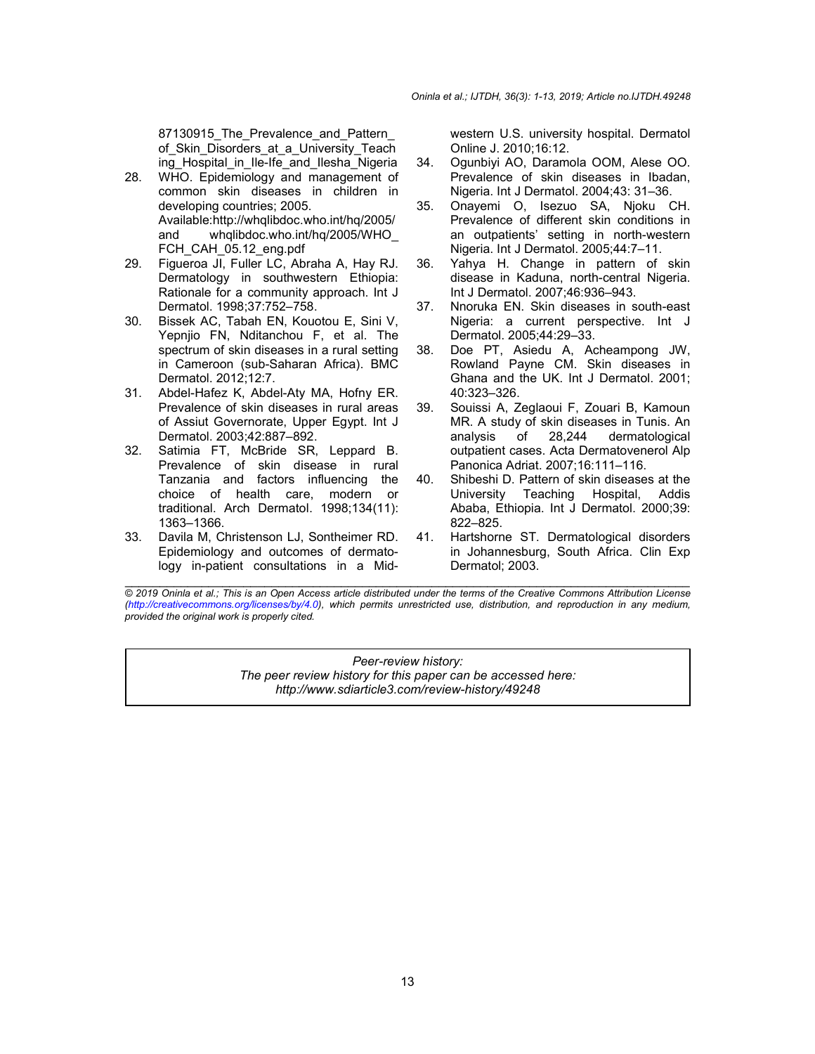87130915_The_Prevalence_and_Pattern_of_Skin_Disorders_at_a_University_Teaching_Hospital_in_Ile-Ife_and_Ilesha_Nigeria

28. WHO. Epidemiology and management of common skin diseases in children in developing countries; 2005. Available:http://whqlibdoc.who.int/hq/2005/ and whqlibdoc.who.int/hq/2005/WHO_FCH_CAH_05.12_eng.pdf
29. Figueroa JI, Fuller LC, Abraha A, Hay RJ. Dermatology in southwestern Ethiopia: Rationale for a community approach. Int J Dermatol. 1998;37:752–758.
30. Bissek AC, Tabah EN, Kouotou E, Sini V, Yepnjio FN, Nditanchou F, et al. The spectrum of skin diseases in a rural setting in Cameroon (sub-Saharan Africa). BMC Dermatol. 2012;12:7.
31. Abdel-Hafez K, Abdel-Aty MA, Hofny ER. Prevalence of skin diseases in rural areas of Assiut Governorate, Upper Egypt. Int J Dermatol. 2003;42:887–892.
32. Satimia FT, McBride SR, Leppard B. Prevalence of skin disease in rural Tanzania and factors influencing the choice of health care, modern or traditional. Arch Dermatol. 1998;134(11): 1363–1366.
33. Davila M, Christenson LJ, Sontheimer RD. Epidemiology and outcomes of dermatology in-patient consultations in a Mid-western U.S. university hospital. Dermatol Online J. 2010;16:12.
34. Ogunbiyi AO, Daramola OOM, Alese OO. Prevalence of skin diseases in Ibadan, Nigeria. Int J Dermatol. 2004;43: 31–36.
35. Onayemi O, Isezuo SA, Njoku CH. Prevalence of different skin conditions in an outpatients' setting in north-western Nigeria. Int J Dermatol. 2005;44:7–11.
36. Yahya H. Change in pattern of skin disease in Kaduna, north-central Nigeria. Int J Dermatol. 2007;46:936–943.
37. Nnoruka EN. Skin diseases in south-east Nigeria: a current perspective. Int J Dermatol. 2005;44:29–33.
38. Doe PT, Asiedu A, Acheampong JW, Rowland Payne CM. Skin diseases in Ghana and the UK. Int J Dermatol. 2001; 40:323–326.
39. Souissi A, Zeglaoui F, Zouari B, Kamoun MR. A study of skin diseases in Tunis. An analysis of 28,244 dermatological outpatient cases. Acta Dermatovenerol Alp Panonica Adriat. 2007;16:111–116.
40. Shibeshi D. Pattern of skin diseases at the University Teaching Hospital, Addis Ababa, Ethiopia. Int J Dermatol. 2000;39: 822–825.
41. Hartshorne ST. Dermatological disorders in Johannesburg, South Africa. Clin Exp Dermatol; 2003.

---

*© 2019 Oninla et al.; This is an Open Access article distributed under the terms of the Creative Commons Attribution License (http://creativecommons.org/licenses/by/4.0), which permits unrestricted use, distribution, and reproduction in any medium, provided the original work is properly cited.*

*Peer-review history:*
*The peer review history for this paper can be accessed here:*
*http://www.sdiarticle3.com/review-history/49248*